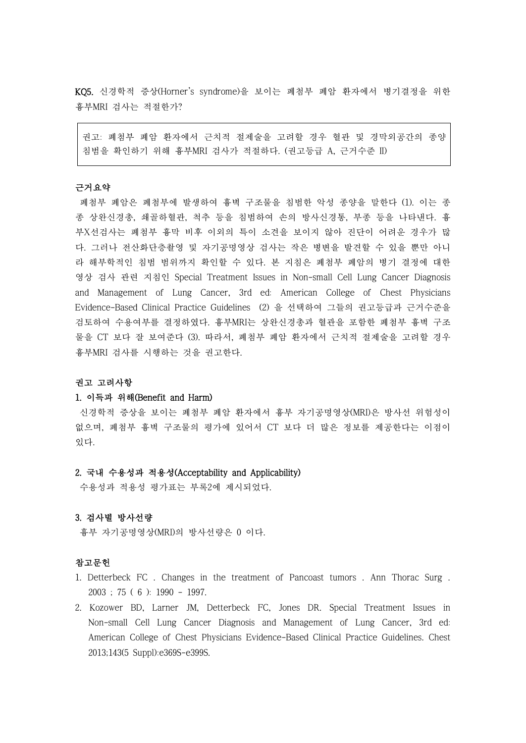**KQ5. 신경학적 증상(Horner's syndrome)을 보이는 폐첨부 폐암 환자에서 병기결정을 위한 흉부MRI 검사는 적절한가?**

> 권고: 폐첨부 폐암 환자에서 근치적 절제술을 고려할 경우 혈관 및 경막외공간의 종양 침범을 확인하기 위해 흉부MRI 검사가 적절하다. (권고등급 A, 근거수준 II)

### 근거요약

폐첨부 폐암은 폐첨부에 발생하여 흉벽 구조물을 침범한 악성 종양을 말한다 (1). 이는 종종 상완신경총, 쇄골하혈관, 척추 등을 침범하여 손의 방사신경통, 부종 등을 나타낸다. 흉부X선검사는 폐첨부 흉막 비후 이외의 특이 소견을 보이지 않아 진단이 어려운 경우가 많다. 그러나 전산화단층촬영 및 자기공명영상 검사는 작은 병변을 발견할 수 있을 뿐만 아니라 해부학적인 침범 범위까지 확인할 수 있다. 본 지침은 폐첨부 폐암의 병기 결정에 대한 영상 검사 관련 지침인 Special Treatment Issues in Non-small Cell Lung Cancer Diagnosis and Management of Lung Cancer, 3rd ed: American College of Chest Physicians Evidence-Based Clinical Practice Guidelines (2) 을 선택하여 그들의 권고등급과 근거수준을 검토하여 수용여부를 결정하였다. 흉부MRI는 상완신경총과 혈관을 포함한 폐첨부 흉벽 구조물을 CT 보다 잘 보여준다 (3). 따라서, 폐첨부 폐암 환자에서 근치적 절제술을 고려할 경우 흉부MRI 검사를 시행하는 것을 권고한다.

### 권고 고려사항

#### 1. 이득과 위해(Benefit and Harm)

신경학적 증상을 보이는 폐첨부 폐암 환자에서 흉부 자기공명영상(MRI)은 방사선 위험성이 없으며, 폐첨부 흉벽 구조물의 평가에 있어서 CT 보다 더 많은 정보를 제공한다는 이점이 있다.

#### 2. 국내 수용성과 적용성(Acceptability and Applicability)

수용성과 적용성 평가표는 부록2에 제시되었다.

#### 3. 검사별 방사선량

흉부 자기공명영상(MRI)의 방사선량은 0 이다.

### 참고문헌

1. Detterbeck FC . Changes in the treatment of Pancoast tumors . Ann Thorac Surg . 2003 ; 75 ( 6 ): 1990 - 1997.
2. Kozower BD, Larner JM, Detterbeck FC, Jones DR. Special Treatment Issues in Non-small Cell Lung Cancer Diagnosis and Management of Lung Cancer, 3rd ed: American College of Chest Physicians Evidence-Based Clinical Practice Guidelines. Chest 2013;143(5 Suppl):e369S-e399S.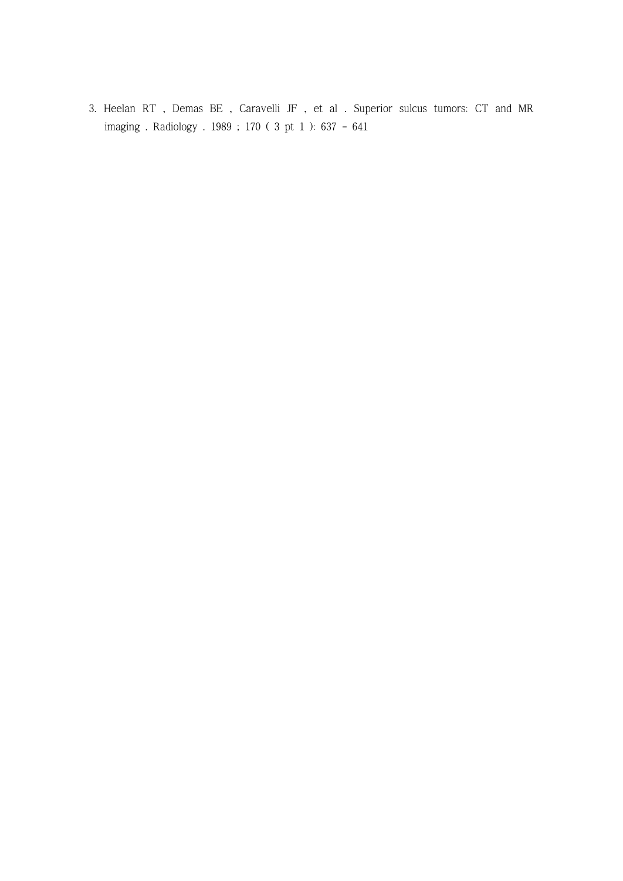3. Heelan RT , Demas BE , Caravelli JF , et al . Superior sulcus tumors: CT and MR imaging . Radiology . 1989 ; 170 ( 3 pt 1 ): 637 - 641